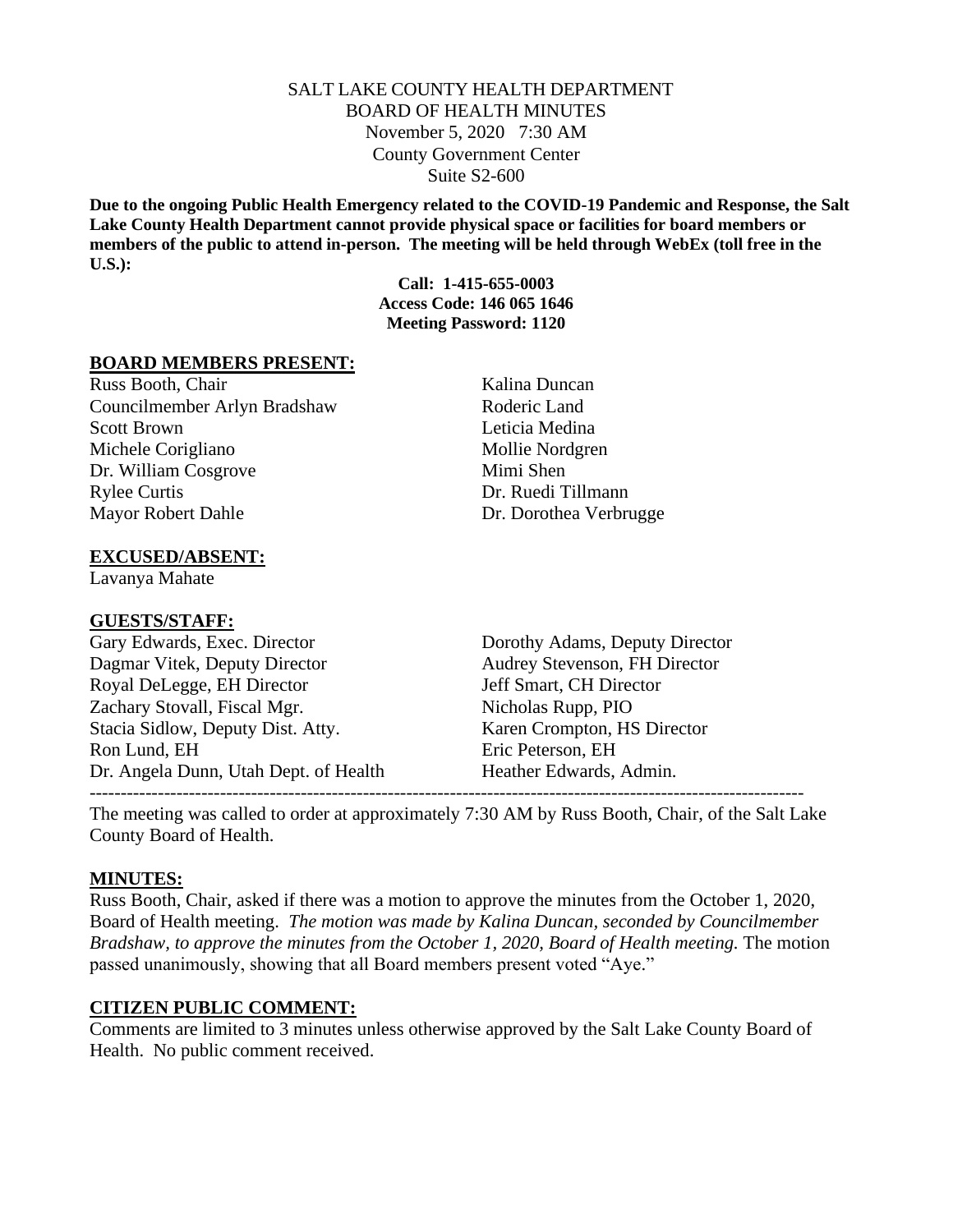SALT LAKE COUNTY HEALTH DEPARTMENT
BOARD OF HEALTH MINUTES
November 5, 2020 7:30 AM
County Government Center
Suite S2-600

**Due to the ongoing Public Health Emergency related to the COVID-19 Pandemic and Response, the Salt Lake County Health Department cannot provide physical space or facilities for board members or members of the public to attend in-person. The meeting will be held through WebEx (toll free in the U.S.):**

**Call: 1-415-655-0003**
**Access Code: 146 065 1646**
**Meeting Password: 1120**

## BOARD MEMBERS PRESENT:

Russ Booth, Chair
Councilmember Arlyn Bradshaw
Scott Brown
Michele Corigliano
Dr. William Cosgrove
Rylee Curtis
Mayor Robert Dahle
Kalina Duncan
Roderic Land
Leticia Medina
Mollie Nordgren
Mimi Shen
Dr. Ruedi Tillmann
Dr. Dorothea Verbrugge

## EXCUSED/ABSENT:

Lavanya Mahate

## GUESTS/STAFF:

Gary Edwards, Exec. Director
Dagmar Vitek, Deputy Director
Royal DeLegge, EH Director
Zachary Stovall, Fiscal Mgr.
Stacia Sidlow, Deputy Dist. Atty.
Ron Lund, EH
Dr. Angela Dunn, Utah Dept. of Health
Dorothy Adams, Deputy Director
Audrey Stevenson, FH Director
Jeff Smart, CH Director
Nicholas Rupp, PIO
Karen Crompton, HS Director
Eric Peterson, EH
Heather Edwards, Admin.

---

The meeting was called to order at approximately 7:30 AM by Russ Booth, Chair, of the Salt Lake County Board of Health.

## MINUTES:

Russ Booth, Chair, asked if there was a motion to approve the minutes from the October 1, 2020, Board of Health meeting. *The motion was made by Kalina Duncan, seconded by Councilmember Bradshaw, to approve the minutes from the October 1, 2020, Board of Health meeting.* The motion passed unanimously, showing that all Board members present voted "Aye."

## CITIZEN PUBLIC COMMENT:

Comments are limited to 3 minutes unless otherwise approved by the Salt Lake County Board of Health. No public comment received.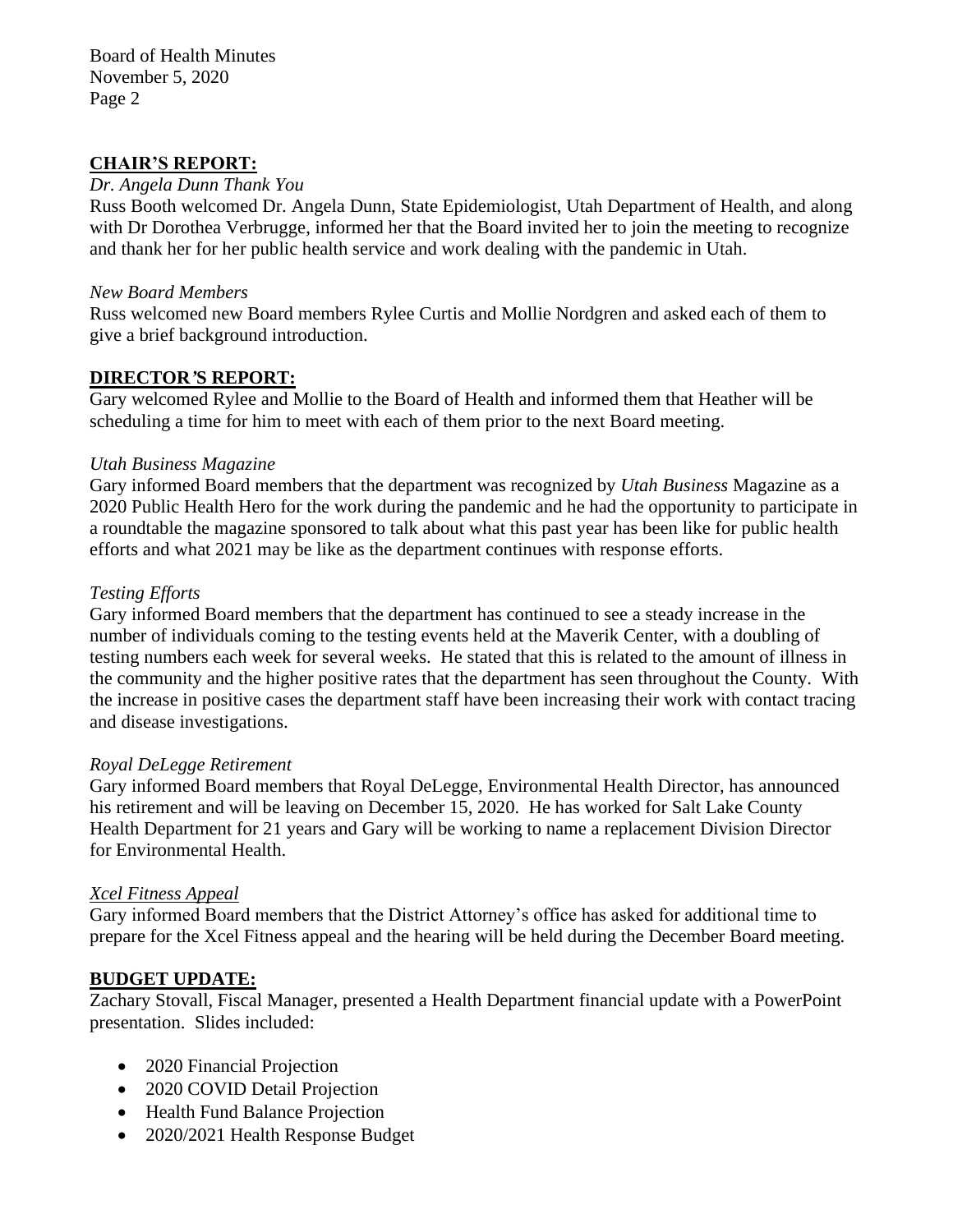## CHAIR'S REPORT:

*Dr. Angela Dunn Thank You*

Russ Booth welcomed Dr. Angela Dunn, State Epidemiologist, Utah Department of Health, and along with Dr Dorothea Verbrugge, informed her that the Board invited her to join the meeting to recognize and thank her for her public health service and work dealing with the pandemic in Utah.

*New Board Members*

Russ welcomed new Board members Rylee Curtis and Mollie Nordgren and asked each of them to give a brief background introduction.

## DIRECTOR'S REPORT:

Gary welcomed Rylee and Mollie to the Board of Health and informed them that Heather will be scheduling a time for him to meet with each of them prior to the next Board meeting.

*Utah Business Magazine*

Gary informed Board members that the department was recognized by *Utah Business* Magazine as a 2020 Public Health Hero for the work during the pandemic and he had the opportunity to participate in a roundtable the magazine sponsored to talk about what this past year has been like for public health efforts and what 2021 may be like as the department continues with response efforts.

*Testing Efforts*

Gary informed Board members that the department has continued to see a steady increase in the number of individuals coming to the testing events held at the Maverik Center, with a doubling of testing numbers each week for several weeks. He stated that this is related to the amount of illness in the community and the higher positive rates that the department has seen throughout the County. With the increase in positive cases the department staff have been increasing their work with contact tracing and disease investigations.

*Royal DeLegge Retirement*

Gary informed Board members that Royal DeLegge, Environmental Health Director, has announced his retirement and will be leaving on December 15, 2020. He has worked for Salt Lake County Health Department for 21 years and Gary will be working to name a replacement Division Director for Environmental Health.

*Xcel Fitness Appeal*

Gary informed Board members that the District Attorney's office has asked for additional time to prepare for the Xcel Fitness appeal and the hearing will be held during the December Board meeting.

## BUDGET UPDATE:

Zachary Stovall, Fiscal Manager, presented a Health Department financial update with a PowerPoint presentation. Slides included:

- 2020 Financial Projection
- 2020 COVID Detail Projection
- Health Fund Balance Projection
- 2020/2021 Health Response Budget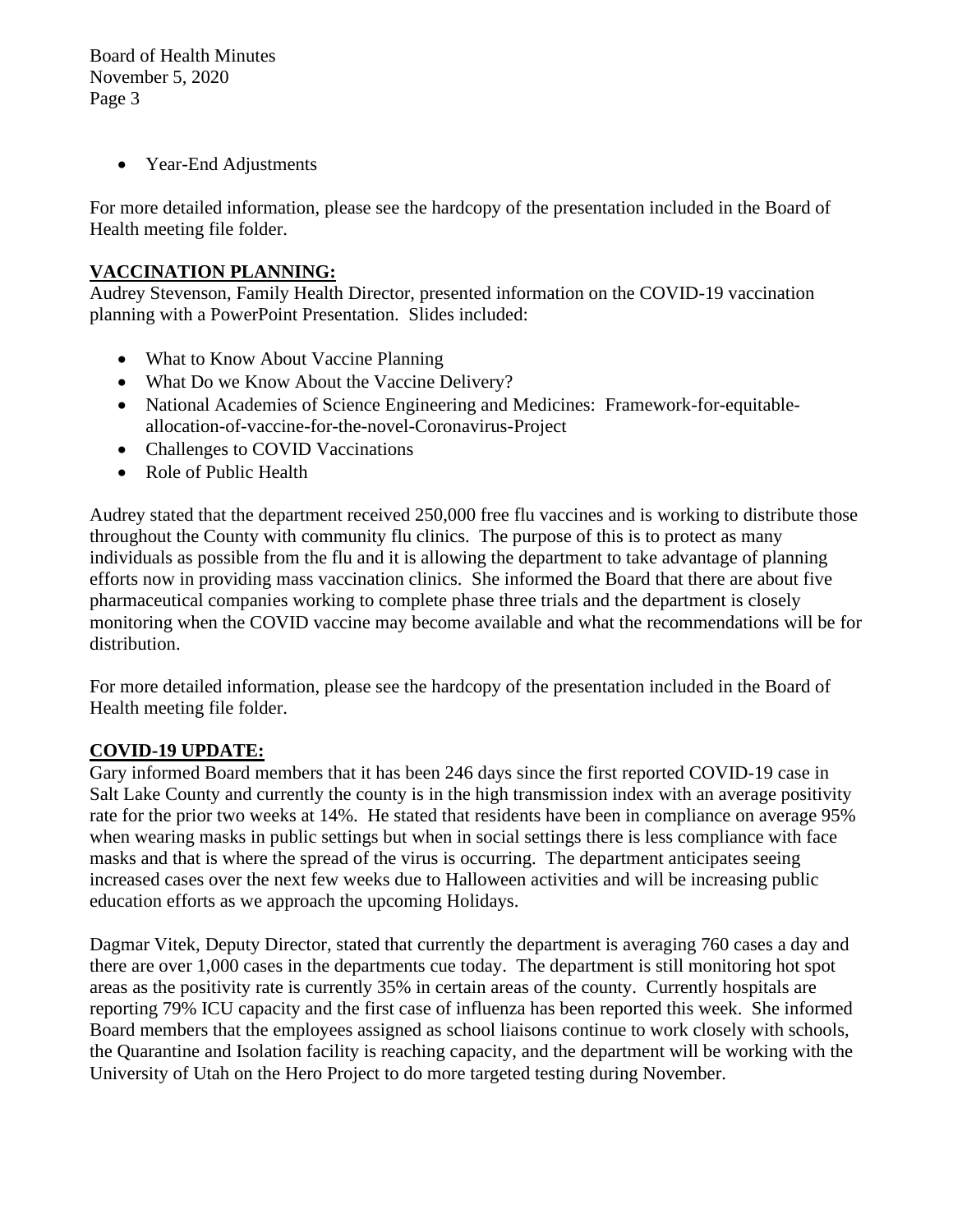- Year-End Adjustments

For more detailed information, please see the hardcopy of the presentation included in the Board of Health meeting file folder.

## VACCINATION PLANNING:

Audrey Stevenson, Family Health Director, presented information on the COVID-19 vaccination planning with a PowerPoint Presentation. Slides included:

- What to Know About Vaccine Planning
- What Do we Know About the Vaccine Delivery?
- National Academies of Science Engineering and Medicines: Framework-for-equitable-allocation-of-vaccine-for-the-novel-Coronavirus-Project
- Challenges to COVID Vaccinations
- Role of Public Health

Audrey stated that the department received 250,000 free flu vaccines and is working to distribute those throughout the County with community flu clinics. The purpose of this is to protect as many individuals as possible from the flu and it is allowing the department to take advantage of planning efforts now in providing mass vaccination clinics. She informed the Board that there are about five pharmaceutical companies working to complete phase three trials and the department is closely monitoring when the COVID vaccine may become available and what the recommendations will be for distribution.

For more detailed information, please see the hardcopy of the presentation included in the Board of Health meeting file folder.

## COVID-19 UPDATE:

Gary informed Board members that it has been 246 days since the first reported COVID-19 case in Salt Lake County and currently the county is in the high transmission index with an average positivity rate for the prior two weeks at 14%. He stated that residents have been in compliance on average 95% when wearing masks in public settings but when in social settings there is less compliance with face masks and that is where the spread of the virus is occurring. The department anticipates seeing increased cases over the next few weeks due to Halloween activities and will be increasing public education efforts as we approach the upcoming Holidays.

Dagmar Vitek, Deputy Director, stated that currently the department is averaging 760 cases a day and there are over 1,000 cases in the departments cue today. The department is still monitoring hot spot areas as the positivity rate is currently 35% in certain areas of the county. Currently hospitals are reporting 79% ICU capacity and the first case of influenza has been reported this week. She informed Board members that the employees assigned as school liaisons continue to work closely with schools, the Quarantine and Isolation facility is reaching capacity, and the department will be working with the University of Utah on the Hero Project to do more targeted testing during November.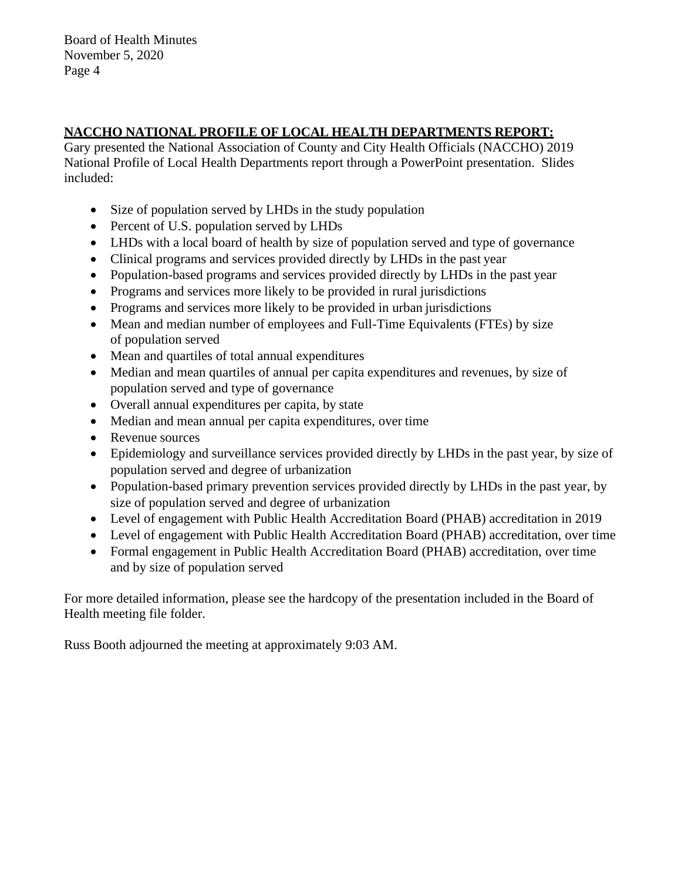**NACCHO NATIONAL PROFILE OF LOCAL HEALTH DEPARTMENTS REPORT:**

Gary presented the National Association of County and City Health Officials (NACCHO) 2019 National Profile of Local Health Departments report through a PowerPoint presentation. Slides included:

- Size of population served by LHDs in the study population
- Percent of U.S. population served by LHDs
- LHDs with a local board of health by size of population served and type of governance
- Clinical programs and services provided directly by LHDs in the past year
- Population-based programs and services provided directly by LHDs in the past year
- Programs and services more likely to be provided in rural jurisdictions
- Programs and services more likely to be provided in urban jurisdictions
- Mean and median number of employees and Full-Time Equivalents (FTEs) by size of population served
- Mean and quartiles of total annual expenditures
- Median and mean quartiles of annual per capita expenditures and revenues, by size of population served and type of governance
- Overall annual expenditures per capita, by state
- Median and mean annual per capita expenditures, over time
- Revenue sources
- Epidemiology and surveillance services provided directly by LHDs in the past year, by size of population served and degree of urbanization
- Population-based primary prevention services provided directly by LHDs in the past year, by size of population served and degree of urbanization
- Level of engagement with Public Health Accreditation Board (PHAB) accreditation in 2019
- Level of engagement with Public Health Accreditation Board (PHAB) accreditation, over time
- Formal engagement in Public Health Accreditation Board (PHAB) accreditation, over time and by size of population served

For more detailed information, please see the hardcopy of the presentation included in the Board of Health meeting file folder.

Russ Booth adjourned the meeting at approximately 9:03 AM.